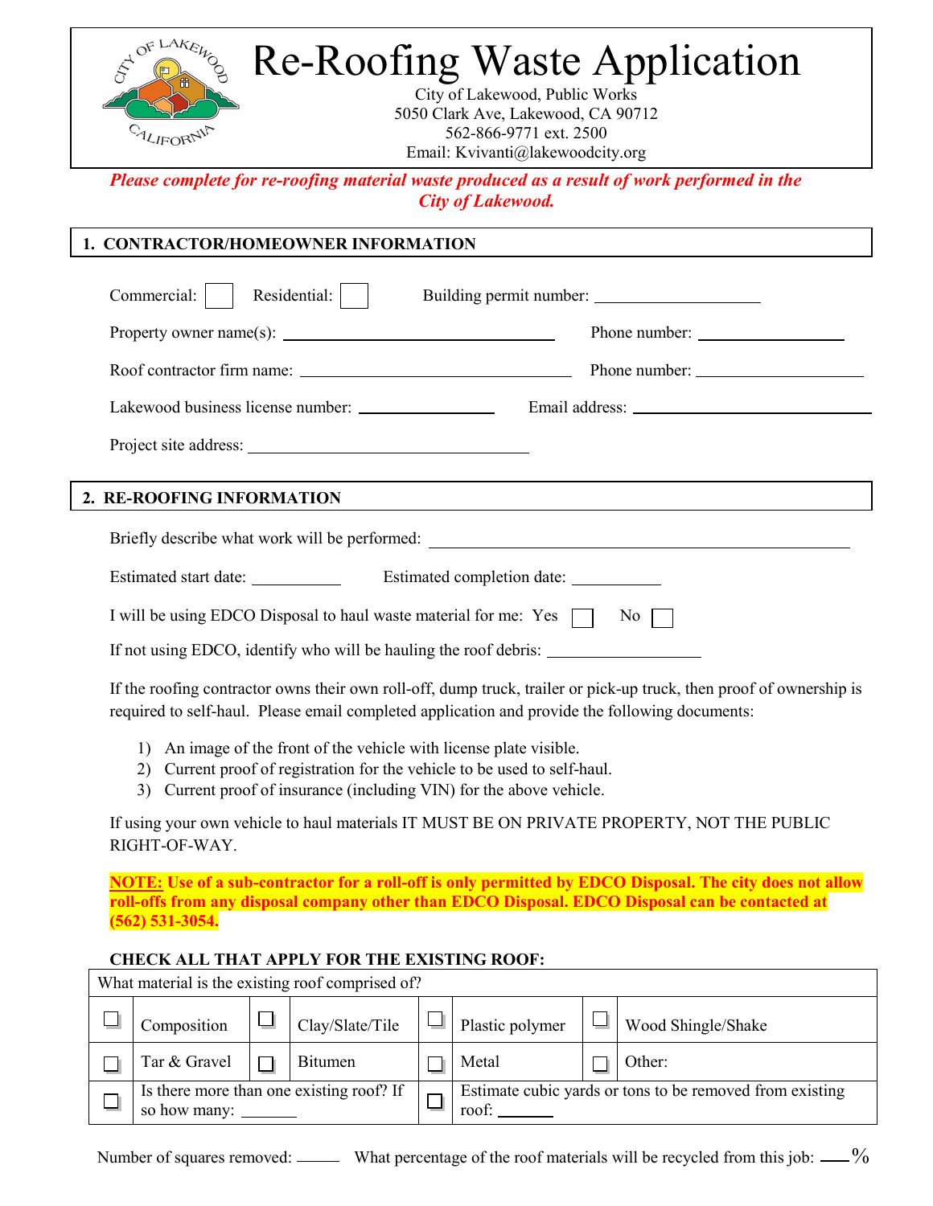# Re-Roofing Waste Application

City of Lakewood, Public Works
5050 Clark Ave, Lakewood, CA 90712
562-866-9771 ext. 2500
Email: Kvivanti@lakewoodcity.org

***Please complete for re-roofing material waste produced as a result of work performed in the City of Lakewood.***

## 1. CONTRACTOR/HOMEOWNER INFORMATION

Commercial: ☐ Residential: ☐ Building permit number: ____________________

Property owner name(s): ______________________________ Phone number: ________________

Roof contractor firm name: ______________________________ Phone number: ________________

Lakewood business license number: ________________ Email address: ______________________________

Project site address: ______________________________

## 2. RE-ROOFING INFORMATION

Briefly describe what work will be performed: ______________________________________________

Estimated start date: ___________ Estimated completion date: ___________

I will be using EDCO Disposal to haul waste material for me: Yes ☐ No ☐

If not using EDCO, identify who will be hauling the roof debris: __________________

If the roofing contractor owns their own roll-off, dump truck, trailer or pick-up truck, then proof of ownership is required to self-haul. Please email completed application and provide the following documents:

1) An image of the front of the vehicle with license plate visible.
2) Current proof of registration for the vehicle to be used to self-haul.
3) Current proof of insurance (including VIN) for the above vehicle.

If using your own vehicle to haul materials IT MUST BE ON PRIVATE PROPERTY, NOT THE PUBLIC RIGHT-OF-WAY.

**NOTE: Use of a sub-contractor for a roll-off is only permitted by EDCO Disposal. The city does not allow roll-offs from any disposal company other than EDCO Disposal. EDCO Disposal can be contacted at (562) 531-3054.**

**CHECK ALL THAT APPLY FOR THE EXISTING ROOF:**

| What material is the existing roof comprised of? | | | | | | | |
|---|---|---|---|---|---|---|---|
| ☐ | Composition | ☐ | Clay/Slate/Tile | ☐ | Plastic polymer | ☐ | Wood Shingle/Shake |
| ☐ | Tar & Gravel | ☐ | Bitumen | ☐ | Metal | ☐ | Other: |
| ☐ | Is there more than one existing roof? If so how many: _______ | | | ☐ | Estimate cubic yards or tons to be removed from existing roof: _______ | | |

Number of squares removed: _____ What percentage of the roof materials will be recycled from this job: ____%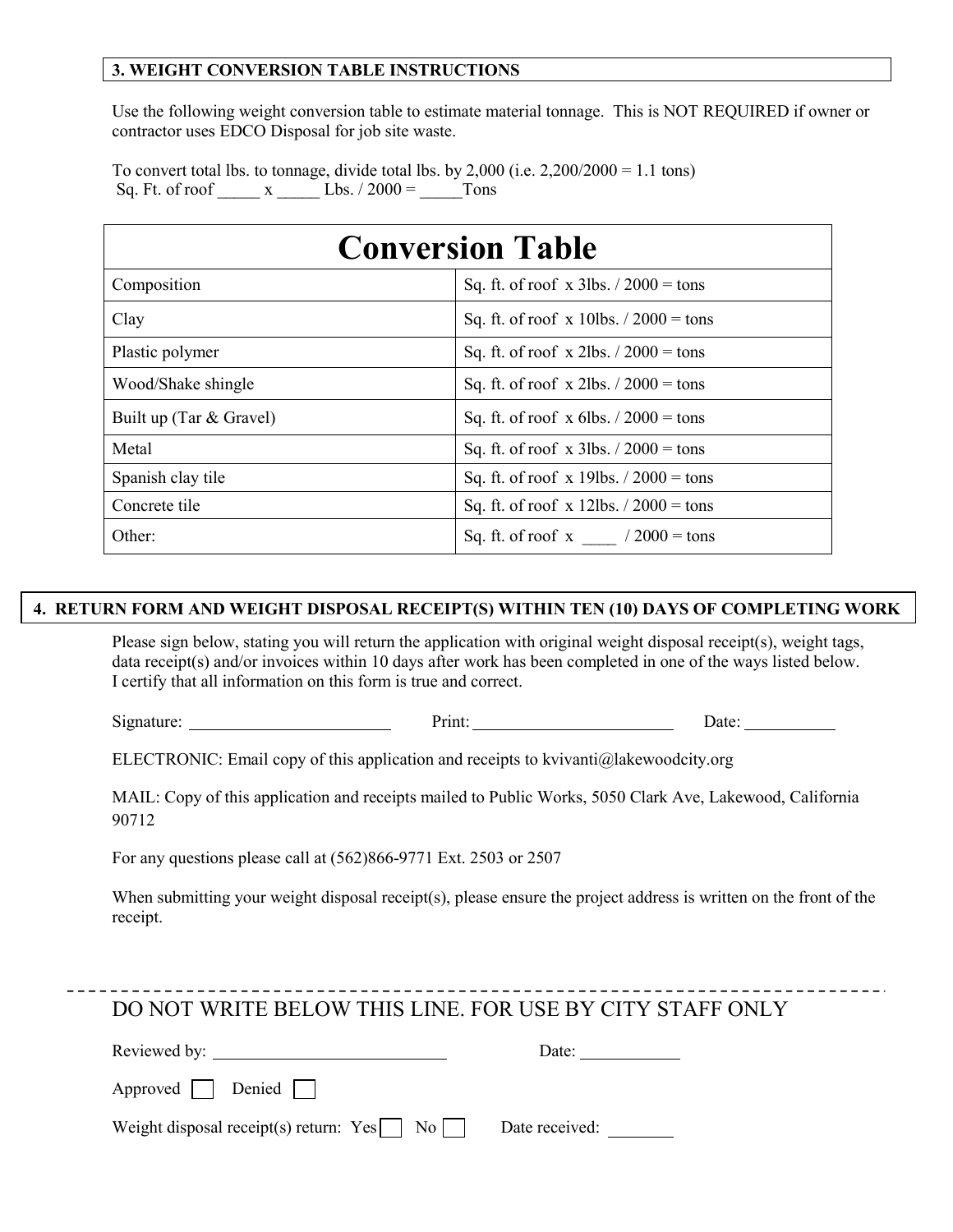## 3. WEIGHT CONVERSION TABLE INSTRUCTIONS

Use the following weight conversion table to estimate material tonnage. This is NOT REQUIRED if owner or contractor uses EDCO Disposal for job site waste.

To convert total lbs. to tonnage, divide total lbs. by 2,000 (i.e. 2,200/2000 = 1.1 tons)
Sq. Ft. of roof _____ x _____ Lbs. / 2000 = _____Tons

| Conversion Table | |
|---|---|
| Composition | Sq. ft. of roof x 3lbs. / 2000 = tons |
| Clay | Sq. ft. of roof x 10lbs. / 2000 = tons |
| Plastic polymer | Sq. ft. of roof x 2lbs. / 2000 = tons |
| Wood/Shake shingle | Sq. ft. of roof x 2lbs. / 2000 = tons |
| Built up (Tar & Gravel) | Sq. ft. of roof x 6lbs. / 2000 = tons |
| Metal | Sq. ft. of roof x 3lbs. / 2000 = tons |
| Spanish clay tile | Sq. ft. of roof x 19lbs. / 2000 = tons |
| Concrete tile | Sq. ft. of roof x 12lbs. / 2000 = tons |
| Other: | Sq. ft. of roof x ____ / 2000 = tons |

## 4. RETURN FORM AND WEIGHT DISPOSAL RECEIPT(S) WITHIN TEN (10) DAYS OF COMPLETING WORK

Please sign below, stating you will return the application with original weight disposal receipt(s), weight tags, data receipt(s) and/or invoices within 10 days after work has been completed in one of the ways listed below.
I certify that all information on this form is true and correct.

Signature: ____________________ Print: ____________________ Date: __________

ELECTRONIC: Email copy of this application and receipts to kvivanti@lakewoodcity.org

MAIL: Copy of this application and receipts mailed to Public Works, 5050 Clark Ave, Lakewood, California 90712

For any questions please call at (562)866-9771 Ext. 2503 or 2507

When submitting your weight disposal receipt(s), please ensure the project address is written on the front of the receipt.

---

DO NOT WRITE BELOW THIS LINE. FOR USE BY CITY STAFF ONLY

Reviewed by: ________________________ Date: __________

Approved ☐ Denied ☐

Weight disposal receipt(s) return: Yes ☐ No ☐ Date received: ________